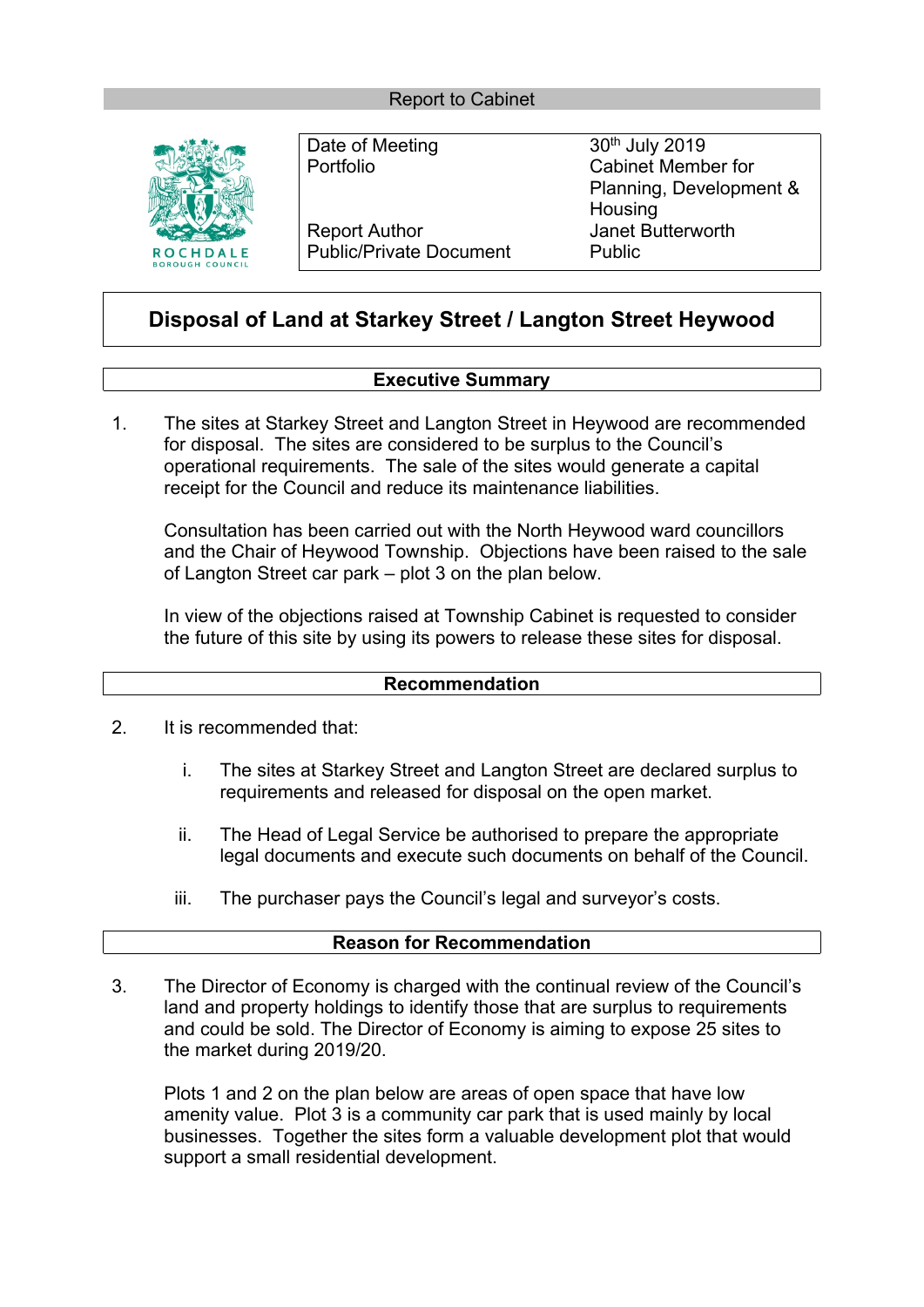Report to Cabinet

| Date of Meeting | 30th July 2019 |
| --- | --- |
| Portfolio | Cabinet Member for Planning, Development & Housing |
| Report Author | Janet Butterworth |
| Public/Private Document | Public |

# Disposal of Land at Starkey Street / Langton Street Heywood

## Executive Summary

1. The sites at Starkey Street and Langton Street in Heywood are recommended for disposal. The sites are considered to be surplus to the Council's operational requirements. The sale of the sites would generate a capital receipt for the Council and reduce its maintenance liabilities.

   Consultation has been carried out with the North Heywood ward councillors and the Chair of Heywood Township. Objections have been raised to the sale of Langton Street car park – plot 3 on the plan below.

   In view of the objections raised at Township Cabinet is requested to consider the future of this site by using its powers to release these sites for disposal.

## Recommendation

2. It is recommended that:

   i. The sites at Starkey Street and Langton Street are declared surplus to requirements and released for disposal on the open market.

   ii. The Head of Legal Service be authorised to prepare the appropriate legal documents and execute such documents on behalf of the Council.

   iii. The purchaser pays the Council's legal and surveyor's costs.

## Reason for Recommendation

3. The Director of Economy is charged with the continual review of the Council's land and property holdings to identify those that are surplus to requirements and could be sold. The Director of Economy is aiming to expose 25 sites to the market during 2019/20.

   Plots 1 and 2 on the plan below are areas of open space that have low amenity value. Plot 3 is a community car park that is used mainly by local businesses. Together the sites form a valuable development plot that would support a small residential development.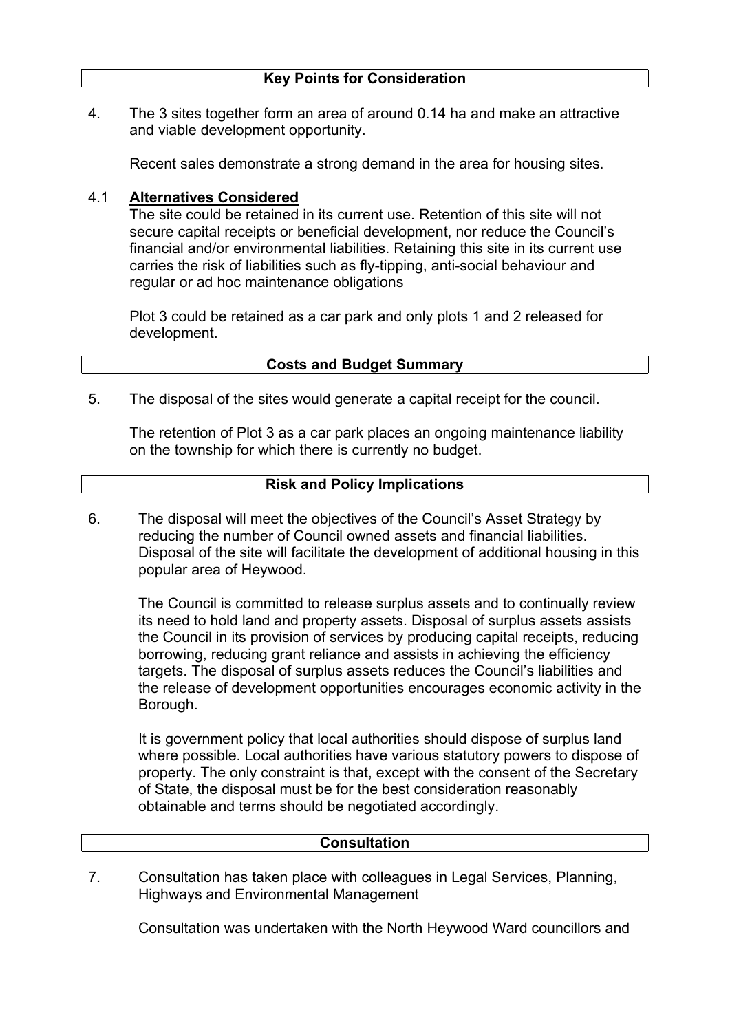## Key Points for Consideration

4. The 3 sites together form an area of around 0.14 ha and make an attractive and viable development opportunity.

   Recent sales demonstrate a strong demand in the area for housing sites.

4.1 **Alternatives Considered**

   The site could be retained in its current use. Retention of this site will not secure capital receipts or beneficial development, nor reduce the Council's financial and/or environmental liabilities. Retaining this site in its current use carries the risk of liabilities such as fly-tipping, anti-social behaviour and regular or ad hoc maintenance obligations

   Plot 3 could be retained as a car park and only plots 1 and 2 released for development.

## Costs and Budget Summary

5. The disposal of the sites would generate a capital receipt for the council.

   The retention of Plot 3 as a car park places an ongoing maintenance liability on the township for which there is currently no budget.

## Risk and Policy Implications

6. The disposal will meet the objectives of the Council's Asset Strategy by reducing the number of Council owned assets and financial liabilities. Disposal of the site will facilitate the development of additional housing in this popular area of Heywood.

   The Council is committed to release surplus assets and to continually review its need to hold land and property assets. Disposal of surplus assets assists the Council in its provision of services by producing capital receipts, reducing borrowing, reducing grant reliance and assists in achieving the efficiency targets. The disposal of surplus assets reduces the Council's liabilities and the release of development opportunities encourages economic activity in the Borough.

   It is government policy that local authorities should dispose of surplus land where possible. Local authorities have various statutory powers to dispose of property. The only constraint is that, except with the consent of the Secretary of State, the disposal must be for the best consideration reasonably obtainable and terms should be negotiated accordingly.

## Consultation

7. Consultation has taken place with colleagues in Legal Services, Planning, Highways and Environmental Management

   Consultation was undertaken with the North Heywood Ward councillors and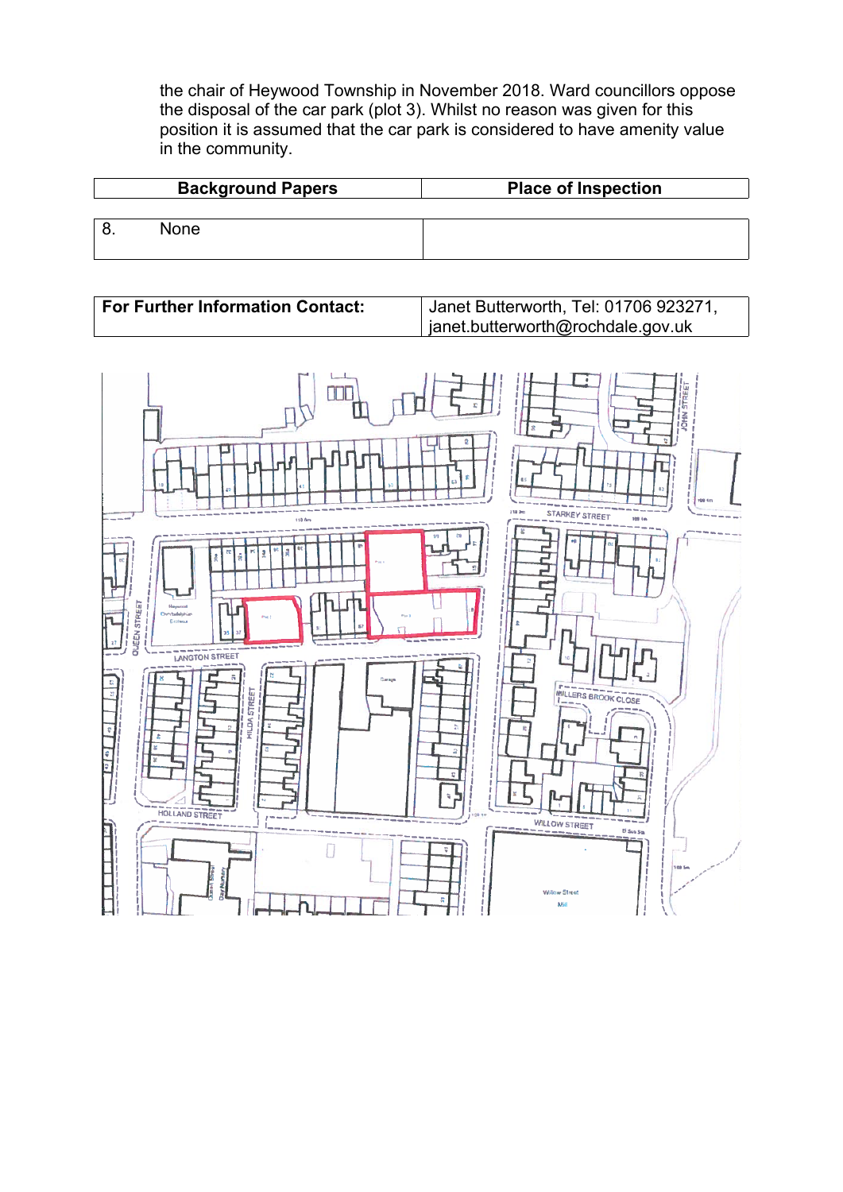the chair of Heywood Township in November 2018. Ward councillors oppose the disposal of the car park (plot 3). Whilst no reason was given for this position it is assumed that the car park is considered to have amenity value in the community.

| Background Papers | Place of Inspection |
|---|---|
| 8. None | |

| For Further Information Contact: | Janet Butterworth, Tel: 01706 923271, janet.butterworth@rochdale.gov.uk |
|---|---|

STARKEY STREET

JOHN STREET

QUEEN STREET

LANGTON STREET

HILDA STREET

HOLLAND STREET

MILLERS BROOK CLOSE

WILLOW STREET

Willow Street Mill

Garage